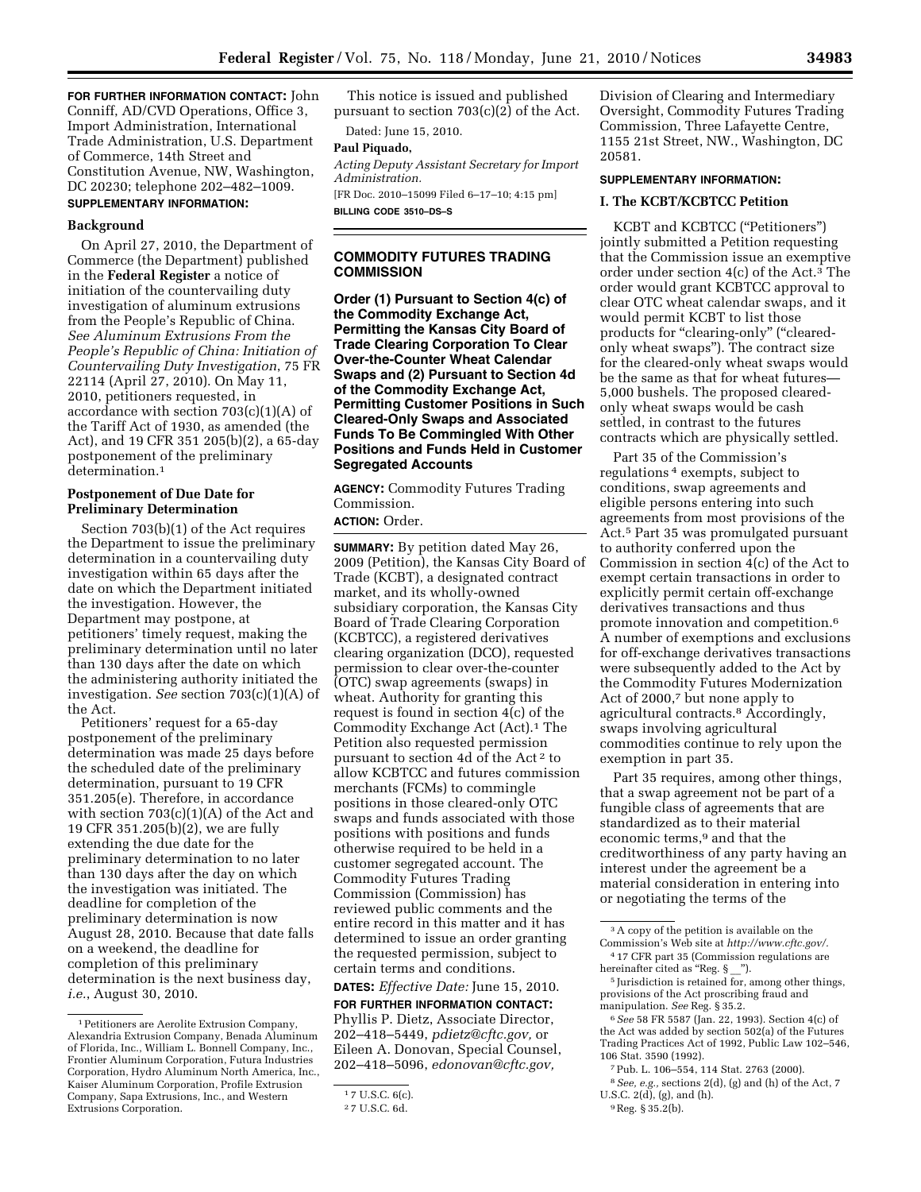**FOR FURTHER INFORMATION CONTACT:** John Conniff, AD/CVD Operations, Office 3, Import Administration, International Trade Administration, U.S. Department of Commerce, 14th Street and Constitution Avenue, NW, Washington, DC 20230; telephone 202–482–1009.

**SUPPLEMENTARY INFORMATION:**

**Background**

On April 27, 2010, the Department of Commerce (the Department) published in the **Federal Register** a notice of initiation of the countervailing duty investigation of aluminum extrusions from the People's Republic of China. *See Aluminum Extrusions From the People's Republic of China: Initiation of Countervailing Duty Investigation*, 75 FR 22114 (April 27, 2010). On May 11, 2010, petitioners requested, in accordance with section 703(c)(1)(A) of the Tariff Act of 1930, as amended (the Act), and 19 CFR 351 205(b)(2), a 65-day postponement of the preliminary determination.[1]

**Postponement of Due Date for Preliminary Determination**

Section 703(b)(1) of the Act requires the Department to issue the preliminary determination in a countervailing duty investigation within 65 days after the date on which the Department initiated the investigation. However, the Department may postpone, at petitioners' timely request, making the preliminary determination until no later than 130 days after the date on which the administering authority initiated the investigation. *See* section 703(c)(1)(A) of the Act.

Petitioners' request for a 65-day postponement of the preliminary determination was made 25 days before the scheduled date of the preliminary determination, pursuant to 19 CFR 351.205(e). Therefore, in accordance with section 703(c)(1)(A) of the Act and 19 CFR 351.205(b)(2), we are fully extending the due date for the preliminary determination to no later than 130 days after the day on which the investigation was initiated. The deadline for completion of the preliminary determination is now August 28, 2010. Because that date falls on a weekend, the deadline for completion of this preliminary determination is the next business day, *i.e.*, August 30, 2010.

[1] Petitioners are Aerolite Extrusion Company, Alexandria Extrusion Company, Benada Aluminum of Florida, Inc., William L. Bonnell Company, Inc., Frontier Aluminum Corporation, Futura Industries Corporation, Hydro Aluminum North America, Inc., Kaiser Aluminum Corporation, Profile Extrusion Company, Sapa Extrusions, Inc., and Western Extrusions Corporation.

This notice is issued and published pursuant to section 703(c)(2) of the Act.

Dated: June 15, 2010.

**Paul Piquado,**

*Acting Deputy Assistant Secretary for Import Administration.*

[FR Doc. 2010–15099 Filed 6–17–10; 4:15 pm]

**BILLING CODE 3510–DS–S**

## COMMODITY FUTURES TRADING COMMISSION

**Order (1) Pursuant to Section 4(c) of the Commodity Exchange Act, Permitting the Kansas City Board of Trade Clearing Corporation To Clear Over-the-Counter Wheat Calendar Swaps and (2) Pursuant to Section 4d of the Commodity Exchange Act, Permitting Customer Positions in Such Cleared-Only Swaps and Associated Funds To Be Commingled With Other Positions and Funds Held in Customer Segregated Accounts**

**AGENCY:** Commodity Futures Trading Commission.

**ACTION:** Order.

**SUMMARY:** By petition dated May 26, 2009 (Petition), the Kansas City Board of Trade (KCBT), a designated contract market, and its wholly-owned subsidiary corporation, the Kansas City Board of Trade Clearing Corporation (KCBTCC), a registered derivatives clearing organization (DCO), requested permission to clear over-the-counter (OTC) swap agreements (swaps) in wheat. Authority for granting this request is found in section 4(c) of the Commodity Exchange Act (Act).[1] The Petition also requested permission pursuant to section 4d of the Act[2] to allow KCBTCC and futures commission merchants (FCMs) to commingle positions in those cleared-only OTC swaps and funds associated with those positions with positions and funds otherwise required to be held in a customer segregated account. The Commodity Futures Trading Commission (Commission) has reviewed public comments and the entire record in this matter and it has determined to issue an order granting the requested permission, subject to certain terms and conditions.

**DATES:** *Effective Date:* June 15, 2010.

**FOR FURTHER INFORMATION CONTACT:** Phyllis P. Dietz, Associate Director, 202–418–5449, *pdietz@cftc.gov,* or Eileen A. Donovan, Special Counsel, 202–418–5096, *edonovan@cftc.gov,* Division of Clearing and Intermediary Oversight, Commodity Futures Trading Commission, Three Lafayette Centre, 1155 21st Street, NW., Washington, DC 20581.

[1] 7 U.S.C. 6(c).

[2] 7 U.S.C. 6d.

**SUPPLEMENTARY INFORMATION:**

### I. The KCBT/KCBTCC Petition

KCBT and KCBTCC ("Petitioners") jointly submitted a Petition requesting that the Commission issue an exemptive order under section 4(c) of the Act.[3] The order would grant KCBTCC approval to clear OTC wheat calendar swaps, and it would permit KCBT to list those products for "clearing-only" ("cleared-only wheat swaps"). The contract size for the cleared-only wheat swaps would be the same as that for wheat futures—5,000 bushels. The proposed cleared-only wheat swaps would be cash settled, in contrast to the futures contracts which are physically settled.

Part 35 of the Commission's regulations[4] exempts, subject to conditions, swap agreements and eligible persons entering into such agreements from most provisions of the Act.[5] Part 35 was promulgated pursuant to authority conferred upon the Commission in section 4(c) of the Act to exempt certain transactions in order to explicitly permit certain off-exchange derivatives transactions and thus promote innovation and competition.[6] A number of exemptions and exclusions for off-exchange derivatives transactions were subsequently added to the Act by the Commodity Futures Modernization Act of 2000,[7] but none apply to agricultural contracts.[8] Accordingly, swaps involving agricultural commodities continue to rely upon the exemption in part 35.

Part 35 requires, among other things, that a swap agreement not be part of a fungible class of agreements that are standardized as to their material economic terms,[9] and that the creditworthiness of any party having an interest under the agreement be a material consideration in entering into or negotiating the terms of the

[3] A copy of the petition is available on the Commission's Web site at *http://www.cftc.gov/.*

[4] 17 CFR part 35 (Commission regulations are hereinafter cited as "Reg. § __").

[5] Jurisdiction is retained for, among other things, provisions of the Act proscribing fraud and manipulation. *See* Reg. § 35.2.

[6] *See* 58 FR 5587 (Jan. 22, 1993). Section 4(c) of the Act was added by section 502(a) of the Futures Trading Practices Act of 1992, Public Law 102–546, 106 Stat. 3590 (1992).

[7] Pub. L. 106–554, 114 Stat. 2763 (2000).

[8] *See, e.g.,* sections 2(d), (g) and (h) of the Act, 7 U.S.C. 2(d), (g), and (h).

[9] Reg. § 35.2(b).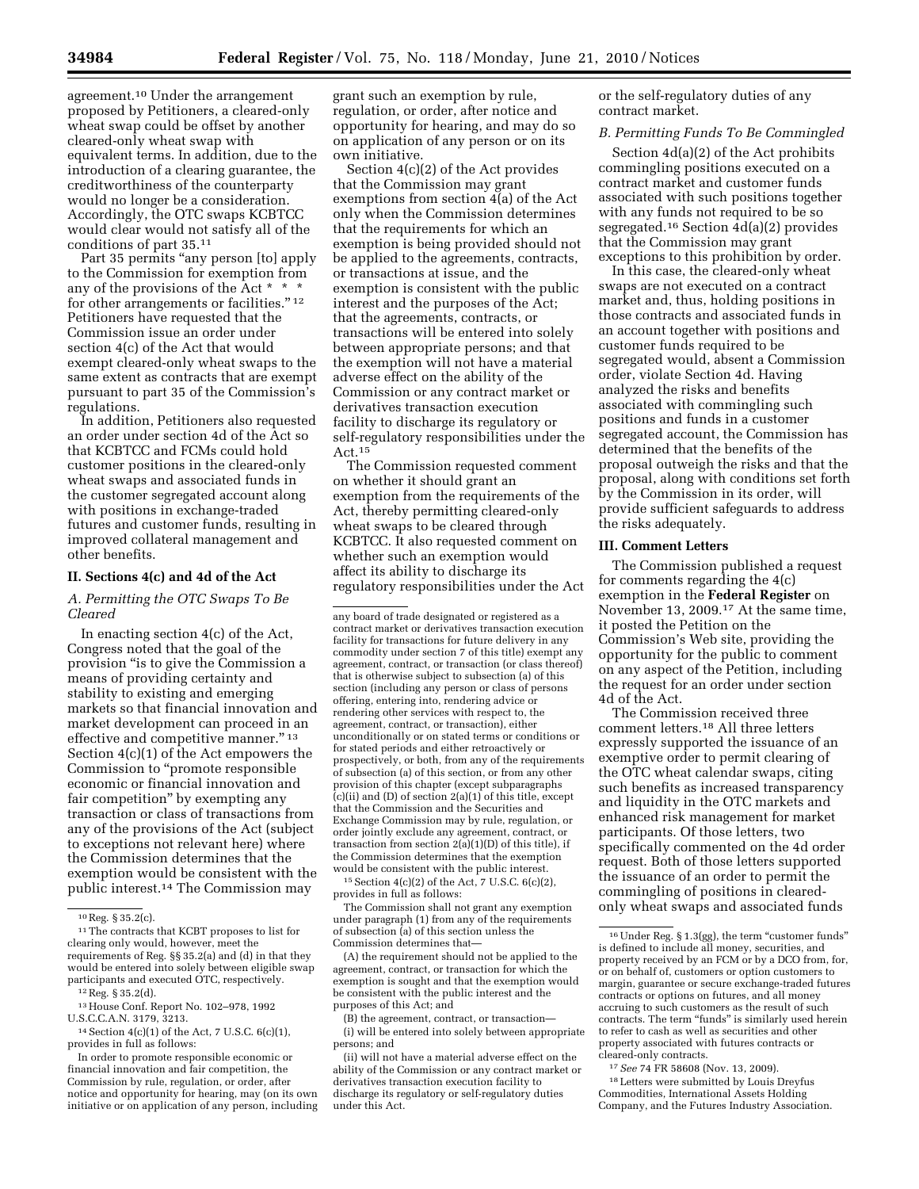agreement.[10] Under the arrangement proposed by Petitioners, a cleared-only wheat swap could be offset by another cleared-only wheat swap with equivalent terms. In addition, due to the introduction of a clearing guarantee, the creditworthiness of the counterparty would no longer be a consideration. Accordingly, the OTC swaps KCBTCC would clear would not satisfy all of the conditions of part 35.[11]

Part 35 permits "any person [to] apply to the Commission for exemption from any of the provisions of the Act * * * for other arrangements or facilities."[12] Petitioners have requested that the Commission issue an order under section 4(c) of the Act that would exempt cleared-only wheat swaps to the same extent as contracts that are exempt pursuant to part 35 of the Commission's regulations.

In addition, Petitioners also requested an order under section 4d of the Act so that KCBTCC and FCMs could hold customer positions in the cleared-only wheat swaps and associated funds in the customer segregated account along with positions in exchange-traded futures and customer funds, resulting in improved collateral management and other benefits.

## II. Sections 4(c) and 4d of the Act

### A. Permitting the OTC Swaps To Be Cleared

In enacting section 4(c) of the Act, Congress noted that the goal of the provision "is to give the Commission a means of providing certainty and stability to existing and emerging markets so that financial innovation and market development can proceed in an effective and competitive manner."[13] Section 4(c)(1) of the Act empowers the Commission to "promote responsible economic or financial innovation and fair competition" by exempting any transaction or class of transactions from any of the provisions of the Act (subject to exceptions not relevant here) where the Commission determines that the exemption would be consistent with the public interest.[14] The Commission may grant such an exemption by rule, regulation, or order, after notice and opportunity for hearing, and may do so on application of any person or on its own initiative.

Section 4(c)(2) of the Act provides that the Commission may grant exemptions from section 4(a) of the Act only when the Commission determines that the requirements for which an exemption is being provided should not be applied to the agreements, contracts, or transactions at issue, and the exemption is consistent with the public interest and the purposes of the Act; that the agreements, contracts, or transactions will be entered into solely between appropriate persons; and that the exemption will not have a material adverse effect on the ability of the Commission or any contract market or derivatives transaction execution facility to discharge its regulatory or self-regulatory responsibilities under the Act.[15]

The Commission requested comment on whether it should grant an exemption from the requirements of the Act, thereby permitting cleared-only wheat swaps to be cleared through KCBTCC. It also requested comment on whether such an exemption would affect its ability to discharge its regulatory responsibilities under the Act or the self-regulatory duties of any contract market.

### B. Permitting Funds To Be Commingled

Section 4d(a)(2) of the Act prohibits commingling positions executed on a contract market and customer funds associated with such positions together with any funds not required to be so segregated.[16] Section 4d(a)(2) provides that the Commission may grant exceptions to this prohibition by order.

In this case, the cleared-only wheat swaps are not executed on a contract market and, thus, holding positions in those contracts and associated funds in an account together with positions and customer funds required to be segregated would, absent a Commission order, violate Section 4d. Having analyzed the risks and benefits associated with commingling such positions and funds in a customer segregated account, the Commission has determined that the benefits of the proposal outweigh the risks and that the proposal, along with conditions set forth by the Commission in its order, will provide sufficient safeguards to address the risks adequately.

## III. Comment Letters

The Commission published a request for comments regarding the 4(c) exemption in the **Federal Register** on November 13, 2009.[17] At the same time, it posted the Petition on the Commission's Web site, providing the opportunity for the public to comment on any aspect of the Petition, including the request for an order under section 4d of the Act.

The Commission received three comment letters.[18] All three letters expressly supported the issuance of an exemptive order to permit clearing of the OTC wheat calendar swaps, citing such benefits as increased transparency and liquidity in the OTC markets and enhanced risk management for market participants. Of those letters, two specifically commented on the 4d order request. Both of those letters supported the issuance of an order to permit the commingling of positions in cleared-only wheat swaps and associated funds

---

[10] Reg. § 35.2(c).

[11] The contracts that KCBT proposes to list for clearing only would, however, meet the requirements of Reg. §§ 35.2(a) and (d) in that they would be entered into solely between eligible swap participants and executed OTC, respectively.

[12] Reg. § 35.2(d).

[13] House Conf. Report No. 102–978, 1992 U.S.C.C.A.N. 3179, 3213.

[14] Section 4(c)(1) of the Act, 7 U.S.C. 6(c)(1), provides in full as follows:

In order to promote responsible economic or financial innovation and fair competition, the Commission by rule, regulation, or order, after notice and opportunity for hearing, may (on its own initiative or on application of any person, including any board of trade designated or registered as a contract market or derivatives transaction execution facility for transactions for future delivery in any commodity under section 7 of this title) exempt any agreement, contract, or transaction (or class thereof) that is otherwise subject to subsection (a) of this section (including any person or class of persons offering, entering into, rendering advice or rendering other services with respect to, the agreement, contract, or transaction), either unconditionally or on stated terms or conditions or for stated periods and either retroactively or prospectively, or both, from any of the requirements of subsection (a) of this section, or from any other provision of this chapter (except subparagraphs (c)(ii) and (D) of section 2(a)(1) of this title, except that the Commission and the Securities and Exchange Commission may by rule, regulation, or order jointly exclude any agreement, contract, or transaction from section 2(a)(1)(D) of this title), if the Commission determines that the exemption would be consistent with the public interest.

[15] Section 4(c)(2) of the Act, 7 U.S.C. 6(c)(2), provides in full as follows:

The Commission shall not grant any exemption under paragraph (1) from any of the requirements of subsection (a) of this section unless the Commission determines that—

(A) the requirement should not be applied to the agreement, contract, or transaction for which the exemption is sought and that the exemption would be consistent with the public interest and the purposes of this Act; and

(B) the agreement, contract, or transaction—

(i) will be entered into solely between appropriate persons; and

(ii) will not have a material adverse effect on the ability of the Commission or any contract market or derivatives transaction execution facility to discharge its regulatory or self-regulatory duties under this Act.

[16] Under Reg. § 1.3(gg), the term "customer funds" is defined to include all money, securities, and property received by an FCM or by a DCO from, for, or on behalf of, customers or option customers to margin, guarantee or secure exchange-traded futures contracts or options on futures, and all money accruing to such customers as the result of such contracts. The term "funds" is similarly used herein to refer to cash as well as securities and other property associated with futures contracts or cleared-only contracts.

[17] *See* 74 FR 58608 (Nov. 13, 2009).

[18] Letters were submitted by Louis Dreyfus Commodities, International Assets Holding Company, and the Futures Industry Association.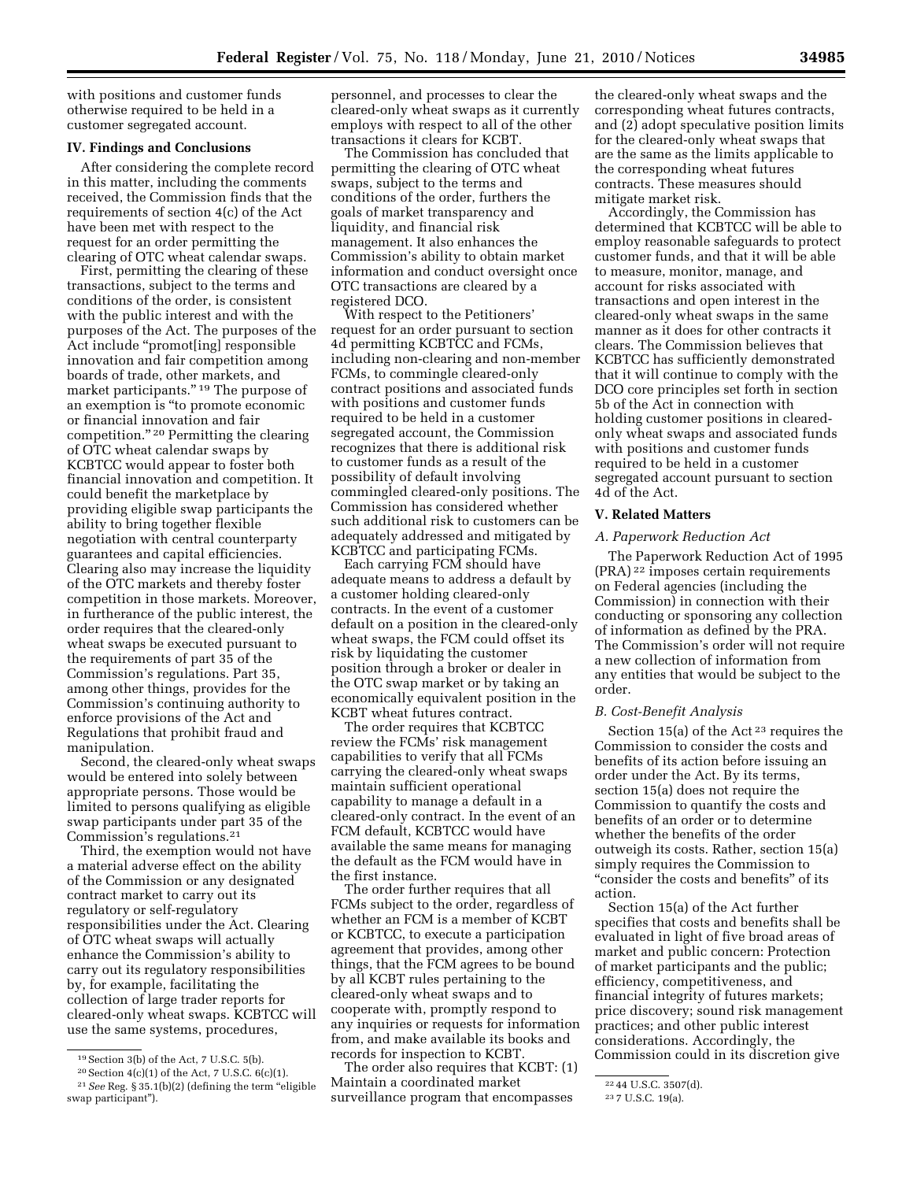with positions and customer funds otherwise required to be held in a customer segregated account.

### IV. Findings and Conclusions

After considering the complete record in this matter, including the comments received, the Commission finds that the requirements of section 4(c) of the Act have been met with respect to the request for an order permitting the clearing of OTC wheat calendar swaps.

First, permitting the clearing of these transactions, subject to the terms and conditions of the order, is consistent with the public interest and with the purposes of the Act. The purposes of the Act include "promot[ing] responsible innovation and fair competition among boards of trade, other markets, and market participants." [19] The purpose of an exemption is "to promote economic or financial innovation and fair competition." [20] Permitting the clearing of OTC wheat calendar swaps by KCBTCC would appear to foster both financial innovation and competition. It could benefit the marketplace by providing eligible swap participants the ability to bring together flexible negotiation with central counterparty guarantees and capital efficiencies. Clearing also may increase the liquidity of the OTC markets and thereby foster competition in those markets. Moreover, in furtherance of the public interest, the order requires that the cleared-only wheat swaps be executed pursuant to the requirements of part 35 of the Commission's regulations. Part 35, among other things, provides for the Commission's continuing authority to enforce provisions of the Act and Regulations that prohibit fraud and manipulation.

Second, the cleared-only wheat swaps would be entered into solely between appropriate persons. Those would be limited to persons qualifying as eligible swap participants under part 35 of the Commission's regulations.[21]

Third, the exemption would not have a material adverse effect on the ability of the Commission or any designated contract market to carry out its regulatory or self-regulatory responsibilities under the Act. Clearing of OTC wheat swaps will actually enhance the Commission's ability to carry out its regulatory responsibilities by, for example, facilitating the collection of large trader reports for cleared-only wheat swaps. KCBTCC will use the same systems, procedures, personnel, and processes to clear the cleared-only wheat swaps as it currently employs with respect to all of the other transactions it clears for KCBT.

The Commission has concluded that permitting the clearing of OTC wheat swaps, subject to the terms and conditions of the order, furthers the goals of market transparency and liquidity, and financial risk management. It also enhances the Commission's ability to obtain market information and conduct oversight once OTC transactions are cleared by a registered DCO.

With respect to the Petitioners' request for an order pursuant to section 4d permitting KCBTCC and FCMs, including non-clearing and non-member FCMs, to commingle cleared-only contract positions and associated funds with positions and customer funds required to be held in a customer segregated account, the Commission recognizes that there is additional risk to customer funds as a result of the possibility of default involving commingled cleared-only positions. The Commission has considered whether such additional risk to customers can be adequately addressed and mitigated by KCBTCC and participating FCMs.

Each carrying FCM should have adequate means to address a default by a customer holding cleared-only contracts. In the event of a customer default on a position in the cleared-only wheat swaps, the FCM could offset its risk by liquidating the customer position through a broker or dealer in the OTC swap market or by taking an economically equivalent position in the KCBT wheat futures contract.

The order requires that KCBTCC review the FCMs' risk management capabilities to verify that all FCMs carrying the cleared-only wheat swaps maintain sufficient operational capability to manage a default in a cleared-only contract. In the event of an FCM default, KCBTCC would have available the same means for managing the default as the FCM would have in the first instance.

The order further requires that all FCMs subject to the order, regardless of whether an FCM is a member of KCBT or KCBTCC, to execute a participation agreement that provides, among other things, that the FCM agrees to be bound by all KCBT rules pertaining to the cleared-only wheat swaps and to cooperate with, promptly respond to any inquiries or requests for information from, and make available its books and records for inspection to KCBT.

The order also requires that KCBT: (1) Maintain a coordinated market surveillance program that encompasses the cleared-only wheat swaps and the corresponding wheat futures contracts, and (2) adopt speculative position limits for the cleared-only wheat swaps that are the same as the limits applicable to the corresponding wheat futures contracts. These measures should mitigate market risk.

Accordingly, the Commission has determined that KCBTCC will be able to employ reasonable safeguards to protect customer funds, and that it will be able to measure, monitor, manage, and account for risks associated with transactions and open interest in the cleared-only wheat swaps in the same manner as it does for other contracts it clears. The Commission believes that KCBTCC has sufficiently demonstrated that it will continue to comply with the DCO core principles set forth in section 5b of the Act in connection with holding customer positions in cleared-only wheat swaps and associated funds with positions and customer funds required to be held in a customer segregated account pursuant to section 4d of the Act.

### V. Related Matters

#### *A. Paperwork Reduction Act*

The Paperwork Reduction Act of 1995 (PRA) [22] imposes certain requirements on Federal agencies (including the Commission) in connection with their conducting or sponsoring any collection of information as defined by the PRA. The Commission's order will not require a new collection of information from any entities that would be subject to the order.

#### *B. Cost-Benefit Analysis*

Section 15(a) of the Act [23] requires the Commission to consider the costs and benefits of its action before issuing an order under the Act. By its terms, section 15(a) does not require the Commission to quantify the costs and benefits of an order or to determine whether the benefits of the order outweigh its costs. Rather, section 15(a) simply requires the Commission to "consider the costs and benefits" of its action.

Section 15(a) of the Act further specifies that costs and benefits shall be evaluated in light of five broad areas of market and public concern: Protection of market participants and the public; efficiency, competitiveness, and financial integrity of futures markets; price discovery; sound risk management practices; and other public interest considerations. Accordingly, the Commission could in its discretion give

---

[19] Section 3(b) of the Act, 7 U.S.C. 5(b).

[20] Section 4(c)(1) of the Act, 7 U.S.C. 6(c)(1).

[21] *See* Reg. § 35.1(b)(2) (defining the term "eligible swap participant").

[22] 44 U.S.C. 3507(d).

[23] 7 U.S.C. 19(a).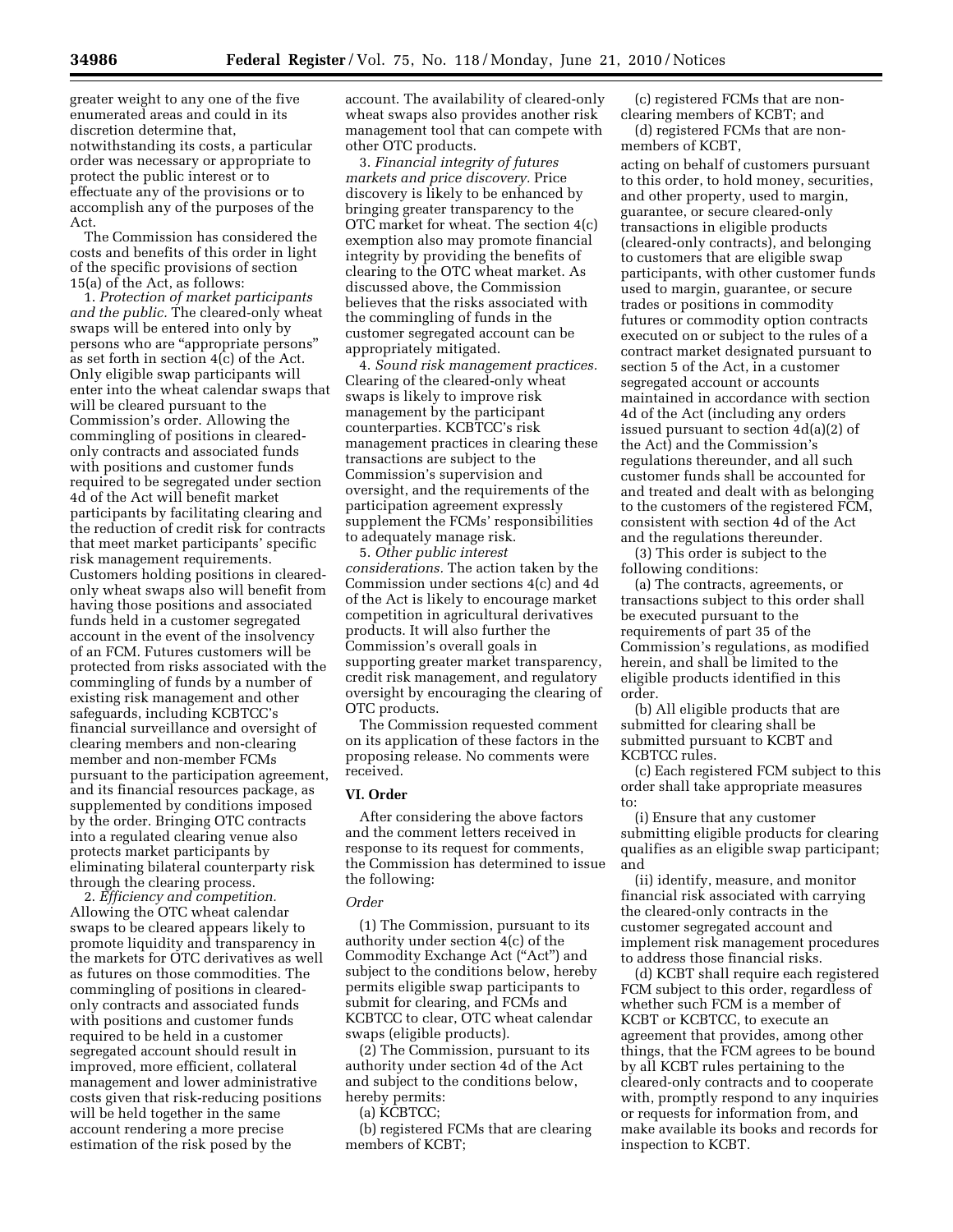greater weight to any one of the five enumerated areas and could in its discretion determine that, notwithstanding its costs, a particular order was necessary or appropriate to protect the public interest or to effectuate any of the provisions or to accomplish any of the purposes of the Act.

The Commission has considered the costs and benefits of this order in light of the specific provisions of section 15(a) of the Act, as follows:

1. *Protection of market participants and the public.* The cleared-only wheat swaps will be entered into only by persons who are "appropriate persons" as set forth in section 4(c) of the Act. Only eligible swap participants will enter into the wheat calendar swaps that will be cleared pursuant to the Commission's order. Allowing the commingling of positions in cleared-only contracts and associated funds with positions and customer funds required to be segregated under section 4d of the Act will benefit market participants by facilitating clearing and the reduction of credit risk for contracts that meet market participants' specific risk management requirements. Customers holding positions in cleared-only wheat swaps also will benefit from having those positions and associated funds held in a customer segregated account in the event of the insolvency of an FCM. Futures customers will be protected from risks associated with the commingling of funds by a number of existing risk management and other safeguards, including KCBTCC's financial surveillance and oversight of clearing members and non-clearing member and non-member FCMs pursuant to the participation agreement, and its financial resources package, as supplemented by conditions imposed by the order. Bringing OTC contracts into a regulated clearing venue also protects market participants by eliminating bilateral counterparty risk through the clearing process.

2. *Efficiency and competition.* Allowing the OTC wheat calendar swaps to be cleared appears likely to promote liquidity and transparency in the markets for OTC derivatives as well as futures on those commodities. The commingling of positions in cleared-only contracts and associated funds with positions and customer funds required to be held in a customer segregated account should result in improved, more efficient, collateral management and lower administrative costs given that risk-reducing positions will be held together in the same account rendering a more precise estimation of the risk posed by the account. The availability of cleared-only wheat swaps also provides another risk management tool that can compete with other OTC products.

3. *Financial integrity of futures markets and price discovery.* Price discovery is likely to be enhanced by bringing greater transparency to the OTC market for wheat. The section 4(c) exemption also may promote financial integrity by providing the benefits of clearing to the OTC wheat market. As discussed above, the Commission believes that the risks associated with the commingling of funds in the customer segregated account can be appropriately mitigated.

4. *Sound risk management practices.* Clearing of the cleared-only wheat swaps is likely to improve risk management by the participant counterparties. KCBTCC's risk management practices in clearing these transactions are subject to the Commission's supervision and oversight, and the requirements of the participation agreement expressly supplement the FCMs' responsibilities to adequately manage risk.

5. *Other public interest considerations.* The action taken by the Commission under sections 4(c) and 4d of the Act is likely to encourage market competition in agricultural derivatives products. It will also further the Commission's overall goals in supporting greater market transparency, credit risk management, and regulatory oversight by encouraging the clearing of OTC products.

The Commission requested comment on its application of these factors in the proposing release. No comments were received.

## VI. Order

After considering the above factors and the comment letters received in response to its request for comments, the Commission has determined to issue the following:

*Order*

(1) The Commission, pursuant to its authority under section 4(c) of the Commodity Exchange Act ("Act") and subject to the conditions below, hereby permits eligible swap participants to submit for clearing, and FCMs and KCBTCC to clear, OTC wheat calendar swaps (eligible products).

(2) The Commission, pursuant to its authority under section 4d of the Act and subject to the conditions below, hereby permits:

(a) KCBTCC;

(b) registered FCMs that are clearing members of KCBT;

(c) registered FCMs that are non-clearing members of KCBT; and

(d) registered FCMs that are non-members of KCBT,

acting on behalf of customers pursuant to this order, to hold money, securities, and other property, used to margin, guarantee, or secure cleared-only transactions in eligible products (cleared-only contracts), and belonging to customers that are eligible swap participants, with other customer funds used to margin, guarantee, or secure trades or positions in commodity futures or commodity option contracts executed on or subject to the rules of a contract market designated pursuant to section 5 of the Act, in a customer segregated account or accounts maintained in accordance with section 4d of the Act (including any orders issued pursuant to section 4d(a)(2) of the Act) and the Commission's regulations thereunder, and all such customer funds shall be accounted for and treated and dealt with as belonging to the customers of the registered FCM, consistent with section 4d of the Act and the regulations thereunder.

(3) This order is subject to the following conditions:

(a) The contracts, agreements, or transactions subject to this order shall be executed pursuant to the requirements of part 35 of the Commission's regulations, as modified herein, and shall be limited to the eligible products identified in this order.

(b) All eligible products that are submitted for clearing shall be submitted pursuant to KCBT and KCBTCC rules.

(c) Each registered FCM subject to this order shall take appropriate measures to:

(i) Ensure that any customer submitting eligible products for clearing qualifies as an eligible swap participant; and

(ii) identify, measure, and monitor financial risk associated with carrying the cleared-only contracts in the customer segregated account and implement risk management procedures to address those financial risks.

(d) KCBT shall require each registered FCM subject to this order, regardless of whether such FCM is a member of KCBT or KCBTCC, to execute an agreement that provides, among other things, that the FCM agrees to be bound by all KCBT rules pertaining to the cleared-only contracts and to cooperate with, promptly respond to any inquiries or requests for information from, and make available its books and records for inspection to KCBT.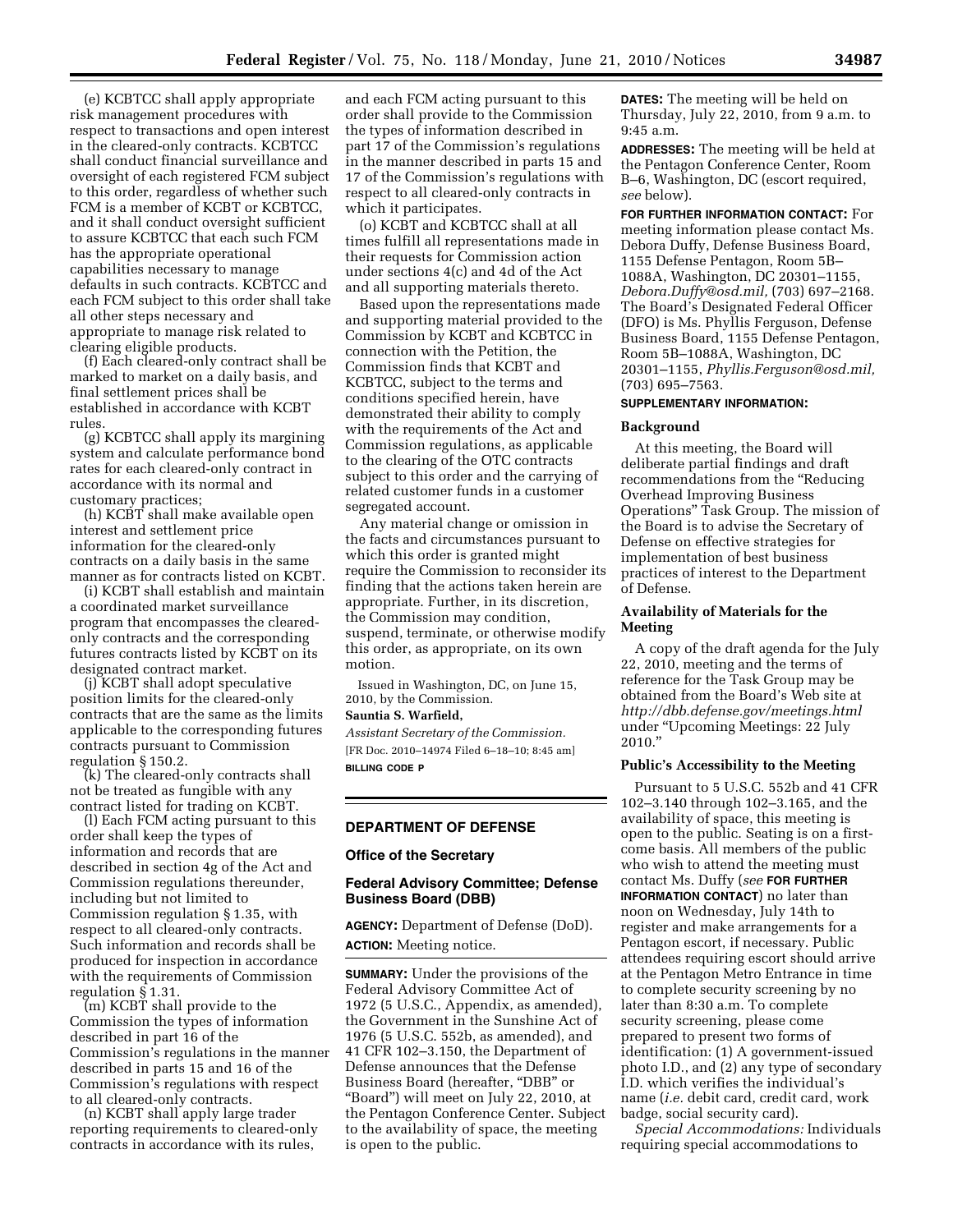(e) KCBTCC shall apply appropriate risk management procedures with respect to transactions and open interest in the cleared-only contracts. KCBTCC shall conduct financial surveillance and oversight of each registered FCM subject to this order, regardless of whether such FCM is a member of KCBT or KCBTCC, and it shall conduct oversight sufficient to assure KCBTCC that each such FCM has the appropriate operational capabilities necessary to manage defaults in such contracts. KCBTCC and each FCM subject to this order shall take all other steps necessary and appropriate to manage risk related to clearing eligible products.

(f) Each cleared-only contract shall be marked to market on a daily basis, and final settlement prices shall be established in accordance with KCBT rules.

(g) KCBTCC shall apply its margining system and calculate performance bond rates for each cleared-only contract in accordance with its normal and customary practices;

(h) KCBT shall make available open interest and settlement price information for the cleared-only contracts on a daily basis in the same manner as for contracts listed on KCBT.

(i) KCBT shall establish and maintain a coordinated market surveillance program that encompasses the cleared-only contracts and the corresponding futures contracts listed by KCBT on its designated contract market.

(j) KCBT shall adopt speculative position limits for the cleared-only contracts that are the same as the limits applicable to the corresponding futures contracts pursuant to Commission regulation § 150.2.

(k) The cleared-only contracts shall not be treated as fungible with any contract listed for trading on KCBT.

(l) Each FCM acting pursuant to this order shall keep the types of information and records that are described in section 4g of the Act and Commission regulations thereunder, including but not limited to Commission regulation § 1.35, with respect to all cleared-only contracts. Such information and records shall be produced for inspection in accordance with the requirements of Commission regulation § 1.31.

(m) KCBT shall provide to the Commission the types of information described in part 16 of the Commission's regulations in the manner described in parts 15 and 16 of the Commission's regulations with respect to all cleared-only contracts.

(n) KCBT shall apply large trader reporting requirements to cleared-only contracts in accordance with its rules, and each FCM acting pursuant to this order shall provide to the Commission the types of information described in part 17 of the Commission's regulations in the manner described in parts 15 and 17 of the Commission's regulations with respect to all cleared-only contracts in which it participates.

(o) KCBT and KCBTCC shall at all times fulfill all representations made in their requests for Commission action under sections 4(c) and 4d of the Act and all supporting materials thereto.

Based upon the representations made and supporting material provided to the Commission by KCBT and KCBTCC in connection with the Petition, the Commission finds that KCBT and KCBTCC, subject to the terms and conditions specified herein, have demonstrated their ability to comply with the requirements of the Act and Commission regulations, as applicable to the clearing of the OTC contracts subject to this order and the carrying of related customer funds in a customer segregated account.

Any material change or omission in the facts and circumstances pursuant to which this order is granted might require the Commission to reconsider its finding that the actions taken herein are appropriate. Further, in its discretion, the Commission may condition, suspend, terminate, or otherwise modify this order, as appropriate, on its own motion.

Issued in Washington, DC, on June 15, 2010, by the Commission.

**Sauntia S. Warfield,**

*Assistant Secretary of the Commission.*

[FR Doc. 2010–14974 Filed 6–18–10; 8:45 am]

**BILLING CODE P**

## DEPARTMENT OF DEFENSE

### Office of the Secretary

### Federal Advisory Committee; Defense Business Board (DBB)

**AGENCY:** Department of Defense (DoD).

**ACTION:** Meeting notice.

**SUMMARY:** Under the provisions of the Federal Advisory Committee Act of 1972 (5 U.S.C., Appendix, as amended), the Government in the Sunshine Act of 1976 (5 U.S.C. 552b, as amended), and 41 CFR 102–3.150, the Department of Defense announces that the Defense Business Board (hereafter, "DBB" or "Board") will meet on July 22, 2010, at the Pentagon Conference Center. Subject to the availability of space, the meeting is open to the public.

**DATES:** The meeting will be held on Thursday, July 22, 2010, from 9 a.m. to 9:45 a.m.

**ADDRESSES:** The meeting will be held at the Pentagon Conference Center, Room B–6, Washington, DC (escort required, *see* below).

**FOR FURTHER INFORMATION CONTACT:** For meeting information please contact Ms. Debora Duffy, Defense Business Board, 1155 Defense Pentagon, Room 5B–1088A, Washington, DC 20301–1155, *Debora.Duffy@osd.mil,* (703) 697–2168. The Board's Designated Federal Officer (DFO) is Ms. Phyllis Ferguson, Defense Business Board, 1155 Defense Pentagon, Room 5B–1088A, Washington, DC 20301–1155, *Phyllis.Ferguson@osd.mil,* (703) 695–7563.

**SUPPLEMENTARY INFORMATION:**

#### Background

At this meeting, the Board will deliberate partial findings and draft recommendations from the "Reducing Overhead Improving Business Operations" Task Group. The mission of the Board is to advise the Secretary of Defense on effective strategies for implementation of best business practices of interest to the Department of Defense.

#### Availability of Materials for the Meeting

A copy of the draft agenda for the July 22, 2010, meeting and the terms of reference for the Task Group may be obtained from the Board's Web site at *http://dbb.defense.gov/meetings.html* under "Upcoming Meetings: 22 July 2010."

#### Public's Accessibility to the Meeting

Pursuant to 5 U.S.C. 552b and 41 CFR 102–3.140 through 102–3.165, and the availability of space, this meeting is open to the public. Seating is on a first-come basis. All members of the public who wish to attend the meeting must contact Ms. Duffy (*see* **FOR FURTHER INFORMATION CONTACT**) no later than noon on Wednesday, July 14th to register and make arrangements for a Pentagon escort, if necessary. Public attendees requiring escort should arrive at the Pentagon Metro Entrance in time to complete security screening by no later than 8:30 a.m. To complete security screening, please come prepared to present two forms of identification: (1) A government-issued photo I.D., and (2) any type of secondary I.D. which verifies the individual's name (*i.e.* debit card, credit card, work badge, social security card).

*Special Accommodations:* Individuals requiring special accommodations to